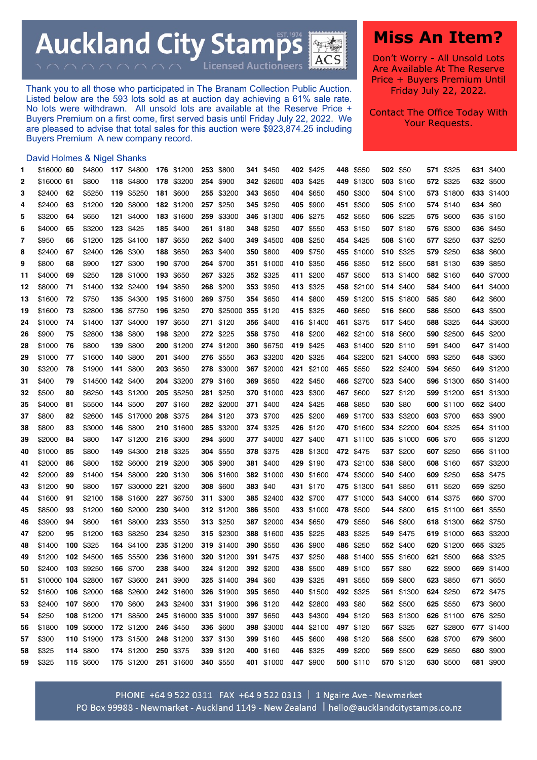# Auckland City Stamps

EST. 1974

Licensed Auctioneers

## Miss An Item?

Don't Worry - All Unsold Lots Are Available At The Reserve Price + Buyers Premium Until Friday July 22, 2022.

Contact The Office Today With Your Requests.

Thank you to all those who participated in The Branam Collection Public Auction. Listed below are the 593 lots sold as at auction day achieving a 61% sale rate. No lots were withdrawn. All unsold lots are available at the Reserve Price + Buyers Premium on a first come, first served basis until Friday July 22, 2022. We are pleased to advise that total sales for this auction were $923,874.25 including Buyers Premium A new company record.

David Holmes & Nigel Shanks

| Lot | Price | Lot | Price | Lot | Price | Lot | Price | Lot | Price | Lot | Price | Lot | Price | Lot | Price | Lot | Price | Lot | Price | Lot | Price |
|---|---|---|---|---|---|---|---|---|---|---|---|---|---|---|---|---|---|---|---|---|---|
| 1 | $16000 | 60 | $4800 | 117 | $4800 | 176 | $1200 | 253 | $800 | 341 | $450 | 402 | $425 | 448 | $550 | 502 | $50 | 571 | $325 | 631 | $400 |
| 2 | $16000 | 61 | $800 | 118 | $4800 | 178 | $3200 | 254 | $900 | 342 | $2600 | 403 | $425 | 449 | $1300 | 503 | $160 | 572 | $325 | 632 | $500 |
| 3 | $2400 | 62 | $5250 | 119 | $5250 | 181 | $600 | 255 | $3200 | 343 | $650 | 404 | $650 | 450 | $300 | 504 | $100 | 573 | $1800 | 633 | $1400 |
| 4 | $2400 | 63 | $1200 | 120 | $8000 | 182 | $1200 | 257 | $250 | 345 | $250 | 405 | $900 | 451 | $300 | 505 | $100 | 574 | $140 | 634 | $60 |
| 5 | $3200 | 64 | $650 | 121 | $4000 | 183 | $1600 | 259 | $3300 | 346 | $1300 | 406 | $275 | 452 | $550 | 506 | $225 | 575 | $600 | 635 | $150 |
| 6 | $4000 | 65 | $3200 | 123 | $425 | 185 | $400 | 261 | $180 | 348 | $250 | 407 | $550 | 453 | $150 | 507 | $180 | 576 | $300 | 636 | $450 |
| 7 | $950 | 66 | $1200 | 125 | $4100 | 187 | $650 | 262 | $400 | 349 | $4500 | 408 | $250 | 454 | $425 | 508 | $160 | 577 | $250 | 637 | $250 |
| 8 | $2400 | 67 | $2400 | 126 | $300 | 188 | $650 | 263 | $400 | 350 | $800 | 409 | $750 | 455 | $1000 | 510 | $325 | 579 | $250 | 638 | $600 |
| 9 | $800 | 68 | $900 | 127 | $300 | 190 | $700 | 264 | $700 | 351 | $1000 | 410 | $350 | 456 | $350 | 512 | $500 | 581 | $130 | 639 | $850 |
| 11 | $4000 | 69 | $250 | 128 | $1000 | 193 | $650 | 267 | $325 | 352 | $325 | 411 | $200 | 457 | $500 | 513 | $1400 | 582 | $160 | 640 | $7000 |
| 12 | $8000 | 71 | $1400 | 132 | $2400 | 194 | $850 | 268 | $200 | 353 | $950 | 413 | $325 | 458 | $2100 | 514 | $400 | 584 | $400 | 641 | $4000 |
| 13 | $1600 | 72 | $750 | 135 | $4300 | 195 | $1600 | 269 | $750 | 354 | $650 | 414 | $800 | 459 | $1200 | 515 | $1800 | 585 | $80 | 642 | $600 |
| 19 | $1600 | 73 | $2800 | 136 | $7750 | 196 | $250 | 270 | $25000 | 355 | $120 | 415 | $325 | 460 | $650 | 516 | $600 | 586 | $500 | 643 | $500 |
| 24 | $1000 | 74 | $1400 | 137 | $4000 | 197 | $650 | 271 | $120 | 356 | $400 | 416 | $1400 | 461 | $375 | 517 | $450 | 588 | $325 | 644 | $3600 |
| 26 | $900 | 75 | $2800 | 138 | $800 | 198 | $200 | 272 | $225 | 358 | $750 | 418 | $200 | 462 | $2100 | 518 | $600 | 590 | $2500 | 645 | $200 |
| 28 | $1000 | 76 | $800 | 139 | $800 | 200 | $1200 | 274 | $1200 | 360 | $6750 | 419 | $425 | 463 | $1400 | 520 | $110 | 591 | $400 | 647 | $1400 |
| 29 | $1000 | 77 | $1600 | 140 | $800 | 201 | $400 | 276 | $550 | 363 | $3200 | 420 | $325 | 464 | $2200 | 521 | $4000 | 593 | $250 | 648 | $360 |
| 30 | $3200 | 78 | $1900 | 141 | $800 | 203 | $650 | 278 | $3000 | 367 | $2000 | 421 | $2100 | 465 | $550 | 522 | $2400 | 594 | $650 | 649 | $1200 |
| 31 | $400 | 79 | $14500 | 142 | $400 | 204 | $3200 | 279 | $160 | 369 | $650 | 422 | $450 | 466 | $2700 | 523 | $400 | 596 | $1300 | 650 | $1400 |
| 32 | $500 | 80 | $6250 | 143 | $1200 | 205 | $5250 | 281 | $250 | 370 | $1000 | 423 | $300 | 467 | $600 | 527 | $120 | 599 | $1200 | 651 | $1300 |
| 35 | $4000 | 81 | $5500 | 144 | $500 | 207 | $160 | 282 | $2000 | 371 | $400 | 424 | $425 | 468 | $850 | 530 | $80 | 600 | $1100 | 652 | $400 |
| 37 | $800 | 82 | $2600 | 145 | $17000 | 208 | $375 | 284 | $120 | 373 | $700 | 425 | $200 | 469 | $1700 | 533 | $3200 | 603 | $700 | 653 | $900 |
| 38 | $800 | 83 | $3000 | 146 | $800 | 210 | $1600 | 285 | $3200 | 374 | $325 | 426 | $120 | 470 | $1600 | 534 | $2200 | 604 | $325 | 654 | $1100 |
| 39 | $2000 | 84 | $800 | 147 | $1200 | 216 | $300 | 294 | $600 | 377 | $4000 | 427 | $400 | 471 | $1100 | 535 | $1000 | 606 | $70 | 655 | $1200 |
| 40 | $1000 | 85 | $800 | 149 | $4300 | 218 | $325 | 304 | $550 | 378 | $375 | 428 | $1300 | 472 | $475 | 537 | $200 | 607 | $250 | 656 | $1100 |
| 41 | $2000 | 86 | $800 | 152 | $6000 | 219 | $200 | 305 | $900 | 381 | $400 | 429 | $190 | 473 | $2100 | 538 | $800 | 608 | $160 | 657 | $3200 |
| 42 | $2000 | 89 | $1400 | 154 | $8000 | 220 | $130 | 306 | $1600 | 382 | $1000 | 430 | $1600 | 474 | $3000 | 540 | $400 | 609 | $250 | 658 | $475 |
| 43 | $1200 | 90 | $800 | 157 | $30000 | 221 | $200 | 308 | $600 | 383 | $40 | 431 | $170 | 475 | $1300 | 541 | $850 | 611 | $520 | 659 | $250 |
| 44 | $1600 | 91 | $2100 | 158 | $1600 | 227 | $6750 | 311 | $300 | 385 | $2400 | 432 | $700 | 477 | $1000 | 543 | $4000 | 614 | $375 | 660 | $700 |
| 45 | $8500 | 93 | $1200 | 160 | $2000 | 230 | $400 | 312 | $1200 | 386 | $500 | 433 | $1000 | 478 | $500 | 544 | $800 | 615 | $1100 | 661 | $550 |
| 46 | $3900 | 94 | $600 | 161 | $8000 | 233 | $550 | 313 | $250 | 387 | $2000 | 434 | $650 | 479 | $550 | 546 | $800 | 618 | $1300 | 662 | $750 |
| 47 | $200 | 95 | $1200 | 163 | $8250 | 234 | $250 | 315 | $2300 | 388 | $1600 | 435 | $225 | 483 | $325 | 549 | $475 | 619 | $1000 | 663 | $3200 |
| 48 | $1400 | 100 | $325 | 164 | $4100 | 235 | $1200 | 319 | $1400 | 390 | $550 | 436 | $900 | 486 | $250 | 552 | $400 | 620 | $1200 | 665 | $325 |
| 49 | $1200 | 102 | $4500 | 165 | $5500 | 236 | $1600 | 320 | $1200 | 391 | $475 | 437 | $250 | 488 | $1400 | 555 | $1600 | 621 | $500 | 668 | $325 |
| 50 | $2400 | 103 | $9250 | 166 | $700 | 238 | $400 | 324 | $1200 | 392 | $200 | 438 | $500 | 489 | $100 | 557 | $80 | 622 | $900 | 669 | $1400 |
| 51 | $10000 | 104 | $2800 | 167 | $3600 | 241 | $900 | 325 | $1400 | 394 | $60 | 439 | $325 | 491 | $550 | 559 | $800 | 623 | $850 | 671 | $650 |
| 52 | $1600 | 106 | $2000 | 168 | $2600 | 242 | $1600 | 326 | $1900 | 395 | $650 | 440 | $1500 | 492 | $325 | 561 | $1300 | 624 | $250 | 672 | $475 |
| 53 | $2400 | 107 | $600 | 170 | $600 | 243 | $2400 | 331 | $1900 | 396 | $120 | 442 | $2800 | 493 | $80 | 562 | $500 | 625 | $550 | 673 | $600 |
| 54 | $250 | 108 | $1200 | 171 | $8500 | 245 | $16000 | 335 | $1000 | 397 | $650 | 443 | $4300 | 494 | $120 | 563 | $1300 | 626 | $1100 | 676 | $250 |
| 56 | $1800 | 109 | $6000 | 172 | $1200 | 246 | $450 | 336 | $600 | 398 | $3000 | 444 | $2100 | 497 | $120 | 567 | $325 | 627 | $2800 | 677 | $1400 |
| 57 | $300 | 110 | $1900 | 173 | $1500 | 248 | $1200 | 337 | $130 | 399 | $160 | 445 | $600 | 498 | $120 | 568 | $500 | 628 | $700 | 679 | $600 |
| 58 | $325 | 114 | $800 | 174 | $1200 | 250 | $375 | 339 | $120 | 400 | $160 | 446 | $325 | 499 | $200 | 569 | $500 | 629 | $650 | 680 | $900 |
| 59 | $325 | 115 | $600 | 175 | $1200 | 251 | $1600 | 340 | $550 | 401 | $1000 | 447 | $900 | 500 | $110 | 570 | $120 | 630 | $500 | 681 | $900 |

PHONE +64 9 522 0311 FAX +64 9 522 0313 | 1 Ngaire Ave - Newmarket
PO Box 99988 - Newmarket - Auckland 1149 - New Zealand | hello@aucklandcitystamps.co.nz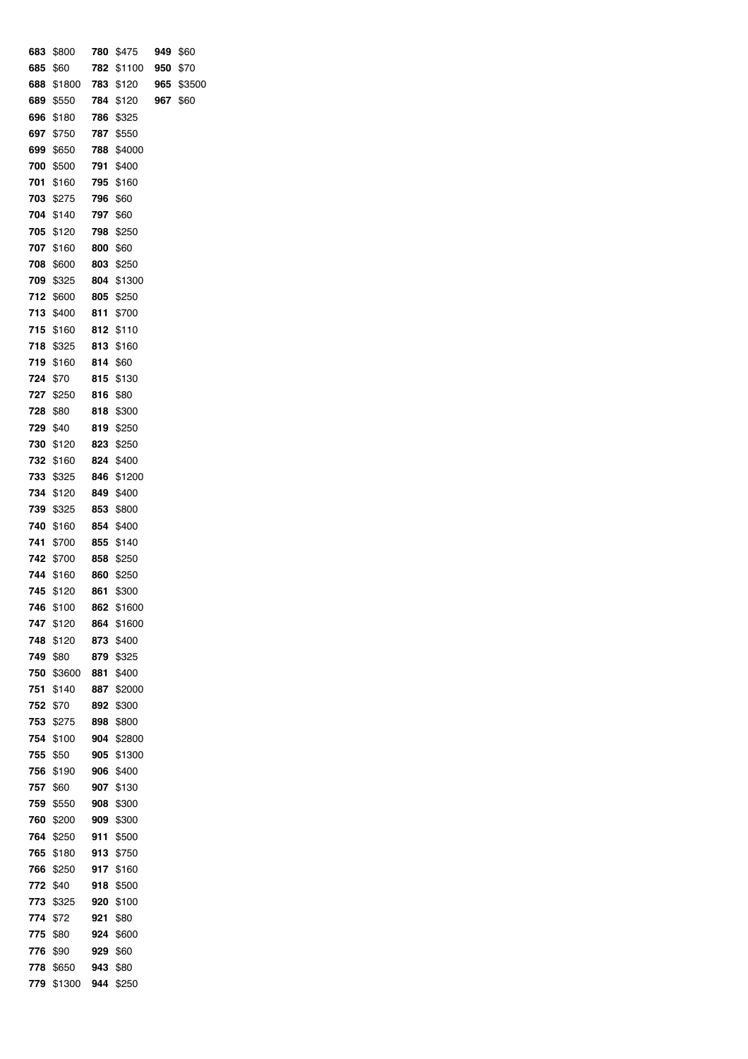| | | | | | |
|---|---|---|---|---|---|
| **683** | $800 | **780** | $475 | **949** | $60 |
| **685** | $60 | **782** | $1100 | **950** | $70 |
| **688** | $1800 | **783** | $120 | **965** | $3500 |
| **689** | $550 | **784** | $120 | **967** | $60 |
| **696** | $180 | **786** | $325 | | |
| **697** | $750 | **787** | $550 | | |
| **699** | $650 | **788** | $4000 | | |
| **700** | $500 | **791** | $400 | | |
| **701** | $160 | **795** | $160 | | |
| **703** | $275 | **796** | $60 | | |
| **704** | $140 | **797** | $60 | | |
| **705** | $120 | **798** | $250 | | |
| **707** | $160 | **800** | $60 | | |
| **708** | $600 | **803** | $250 | | |
| **709** | $325 | **804** | $1300 | | |
| **712** | $600 | **805** | $250 | | |
| **713** | $400 | **811** | $700 | | |
| **715** | $160 | **812** | $110 | | |
| **718** | $325 | **813** | $160 | | |
| **719** | $160 | **814** | $60 | | |
| **724** | $70 | **815** | $130 | | |
| **727** | $250 | **816** | $80 | | |
| **728** | $80 | **818** | $300 | | |
| **729** | $40 | **819** | $250 | | |
| **730** | $120 | **823** | $250 | | |
| **732** | $160 | **824** | $400 | | |
| **733** | $325 | **846** | $1200 | | |
| **734** | $120 | **849** | $400 | | |
| **739** | $325 | **853** | $800 | | |
| **740** | $160 | **854** | $400 | | |
| **741** | $700 | **855** | $140 | | |
| **742** | $700 | **858** | $250 | | |
| **744** | $160 | **860** | $250 | | |
| **745** | $120 | **861** | $300 | | |
| **746** | $100 | **862** | $1600 | | |
| **747** | $120 | **864** | $1600 | | |
| **748** | $120 | **873** | $400 | | |
| **749** | $80 | **879** | $325 | | |
| **750** | $3600 | **881** | $400 | | |
| **751** | $140 | **887** | $2000 | | |
| **752** | $70 | **892** | $300 | | |
| **753** | $275 | **898** | $800 | | |
| **754** | $100 | **904** | $2800 | | |
| **755** | $50 | **905** | $1300 | | |
| **756** | $190 | **906** | $400 | | |
| **757** | $60 | **907** | $130 | | |
| **759** | $550 | **908** | $300 | | |
| **760** | $200 | **909** | $300 | | |
| **764** | $250 | **911** | $500 | | |
| **765** | $180 | **913** | $750 | | |
| **766** | $250 | **917** | $160 | | |
| **772** | $40 | **918** | $500 | | |
| **773** | $325 | **920** | $100 | | |
| **774** | $72 | **921** | $80 | | |
| **775** | $80 | **924** | $600 | | |
| **776** | $90 | **929** | $60 | | |
| **778** | $650 | **943** | $80 | | |
| **779** | $1300 | **944** | $250 | | |